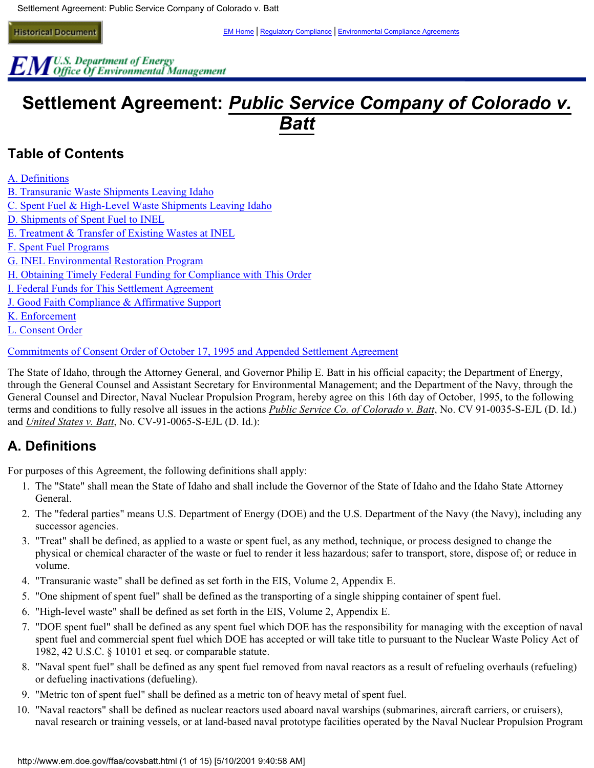# Settlement Agreement: *Public Service Company of Colorado v. Batt*

## Table of Contents

A. Definitions
B. Transuranic Waste Shipments Leaving Idaho
C. Spent Fuel & High-Level Waste Shipments Leaving Idaho
D. Shipments of Spent Fuel to INEL
E. Treatment & Transfer of Existing Wastes at INEL
F. Spent Fuel Programs
G. INEL Environmental Restoration Program
H. Obtaining Timely Federal Funding for Compliance with This Order
I. Federal Funds for This Settlement Agreement
J. Good Faith Compliance & Affirmative Support
K. Enforcement
L. Consent Order

Commitments of Consent Order of October 17, 1995 and Appended Settlement Agreement

The State of Idaho, through the Attorney General, and Governor Philip E. Batt in his official capacity; the Department of Energy, through the General Counsel and Assistant Secretary for Environmental Management; and the Department of the Navy, through the General Counsel and Director, Naval Nuclear Propulsion Program, hereby agree on this 16th day of October, 1995, to the following terms and conditions to fully resolve all issues in the actions *Public Service Co. of Colorado v. Batt*, No. CV 91-0035-S-EJL (D. Id.) and *United States v. Batt*, No. CV-91-0065-S-EJL (D. Id.):

## A. Definitions

For purposes of this Agreement, the following definitions shall apply:

1. The "State" shall mean the State of Idaho and shall include the Governor of the State of Idaho and the Idaho State Attorney General.
2. The "federal parties" means U.S. Department of Energy (DOE) and the U.S. Department of the Navy (the Navy), including any successor agencies.
3. "Treat" shall be defined, as applied to a waste or spent fuel, as any method, technique, or process designed to change the physical or chemical character of the waste or fuel to render it less hazardous; safer to transport, store, dispose of; or reduce in volume.
4. "Transuranic waste" shall be defined as set forth in the EIS, Volume 2, Appendix E.
5. "One shipment of spent fuel" shall be defined as the transporting of a single shipping container of spent fuel.
6. "High-level waste" shall be defined as set forth in the EIS, Volume 2, Appendix E.
7. "DOE spent fuel" shall be defined as any spent fuel which DOE has the responsibility for managing with the exception of naval spent fuel and commercial spent fuel which DOE has accepted or will take title to pursuant to the Nuclear Waste Policy Act of 1982, 42 U.S.C. § 10101 et seq. or comparable statute.
8. "Naval spent fuel" shall be defined as any spent fuel removed from naval reactors as a result of refueling overhauls (refueling) or defueling inactivations (defueling).
9. "Metric ton of spent fuel" shall be defined as a metric ton of heavy metal of spent fuel.
10. "Naval reactors" shall be defined as nuclear reactors used aboard naval warships (submarines, aircraft carriers, or cruisers), naval research or training vessels, or at land-based naval prototype facilities operated by the Naval Nuclear Propulsion Program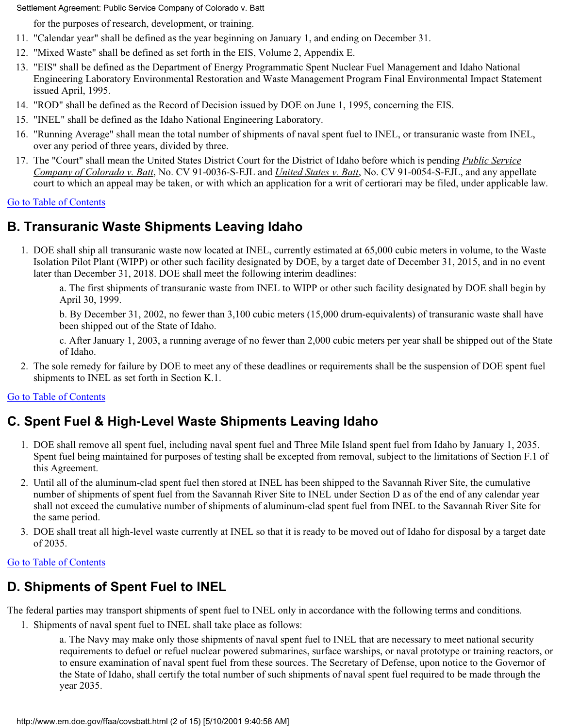for the purposes of research, development, or training.

11. "Calendar year" shall be defined as the year beginning on January 1, and ending on December 31.
12. "Mixed Waste" shall be defined as set forth in the EIS, Volume 2, Appendix E.
13. "EIS" shall be defined as the Department of Energy Programmatic Spent Nuclear Fuel Management and Idaho National Engineering Laboratory Environmental Restoration and Waste Management Program Final Environmental Impact Statement issued April, 1995.
14. "ROD" shall be defined as the Record of Decision issued by DOE on June 1, 1995, concerning the EIS.
15. "INEL" shall be defined as the Idaho National Engineering Laboratory.
16. "Running Average" shall mean the total number of shipments of naval spent fuel to INEL, or transuranic waste from INEL, over any period of three years, divided by three.
17. The "Court" shall mean the United States District Court for the District of Idaho before which is pending *Public Service Company of Colorado v. Batt*, No. CV 91-0036-S-EJL and *United States v. Batt*, No. CV 91-0054-S-EJL, and any appellate court to which an appeal may be taken, or with which an application for a writ of certiorari may be filed, under applicable law.

Go to Table of Contents

## B. Transuranic Waste Shipments Leaving Idaho

1. DOE shall ship all transuranic waste now located at INEL, currently estimated at 65,000 cubic meters in volume, to the Waste Isolation Pilot Plant (WIPP) or other such facility designated by DOE, by a target date of December 31, 2015, and in no event later than December 31, 2018. DOE shall meet the following interim deadlines:

   a. The first shipments of transuranic waste from INEL to WIPP or other such facility designated by DOE shall begin by April 30, 1999.

   b. By December 31, 2002, no fewer than 3,100 cubic meters (15,000 drum-equivalents) of transuranic waste shall have been shipped out of the State of Idaho.

   c. After January 1, 2003, a running average of no fewer than 2,000 cubic meters per year shall be shipped out of the State of Idaho.

2. The sole remedy for failure by DOE to meet any of these deadlines or requirements shall be the suspension of DOE spent fuel shipments to INEL as set forth in Section K.1.

Go to Table of Contents

## C. Spent Fuel & High-Level Waste Shipments Leaving Idaho

1. DOE shall remove all spent fuel, including naval spent fuel and Three Mile Island spent fuel from Idaho by January 1, 2035. Spent fuel being maintained for purposes of testing shall be excepted from removal, subject to the limitations of Section F.1 of this Agreement.
2. Until all of the aluminum-clad spent fuel then stored at INEL has been shipped to the Savannah River Site, the cumulative number of shipments of spent fuel from the Savannah River Site to INEL under Section D as of the end of any calendar year shall not exceed the cumulative number of shipments of aluminum-clad spent fuel from INEL to the Savannah River Site for the same period.
3. DOE shall treat all high-level waste currently at INEL so that it is ready to be moved out of Idaho for disposal by a target date of 2035.

Go to Table of Contents

## D. Shipments of Spent Fuel to INEL

The federal parties may transport shipments of spent fuel to INEL only in accordance with the following terms and conditions.

1. Shipments of naval spent fuel to INEL shall take place as follows:

   a. The Navy may make only those shipments of naval spent fuel to INEL that are necessary to meet national security requirements to defuel or refuel nuclear powered submarines, surface warships, or naval prototype or training reactors, or to ensure examination of naval spent fuel from these sources. The Secretary of Defense, upon notice to the Governor of the State of Idaho, shall certify the total number of such shipments of naval spent fuel required to be made through the year 2035.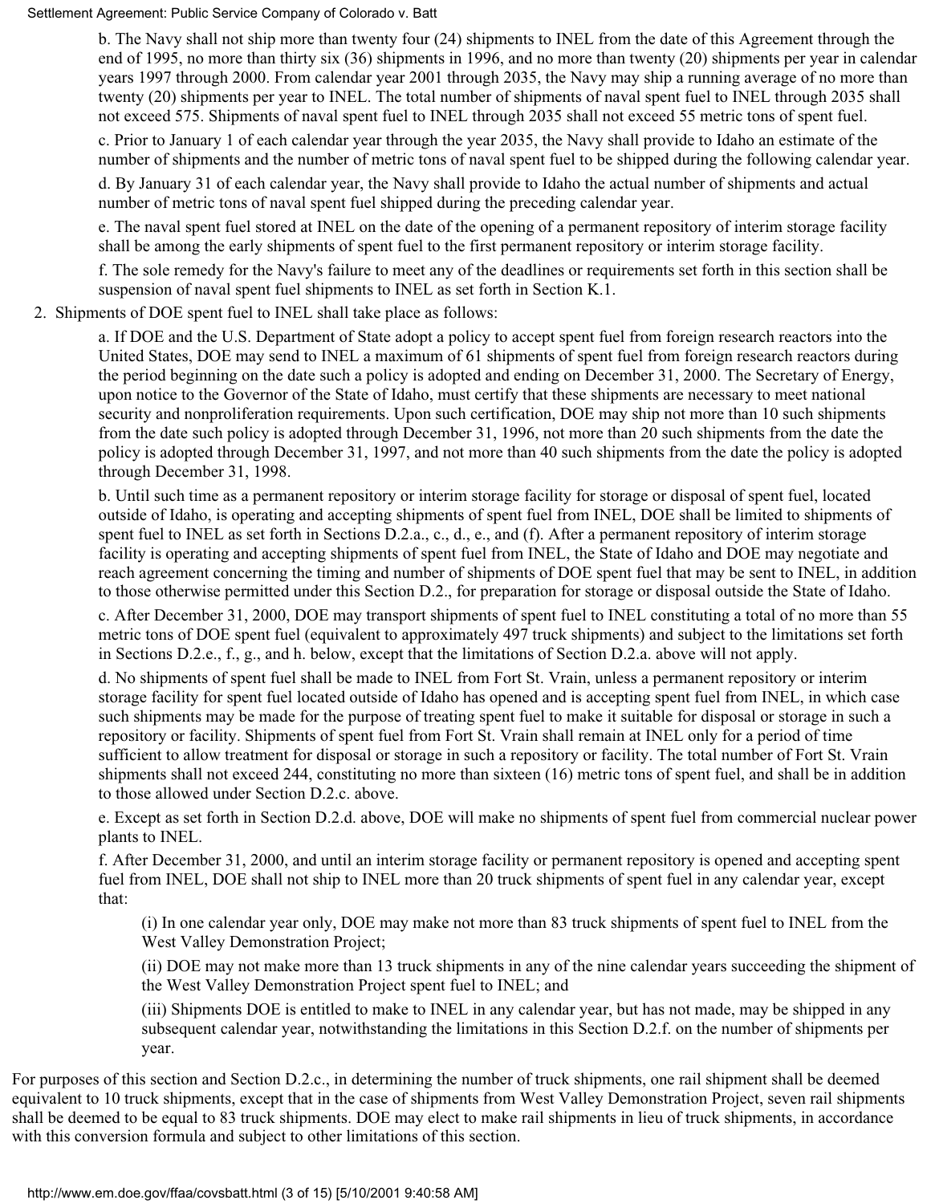b. The Navy shall not ship more than twenty four (24) shipments to INEL from the date of this Agreement through the end of 1995, no more than thirty six (36) shipments in 1996, and no more than twenty (20) shipments per year in calendar years 1997 through 2000. From calendar year 2001 through 2035, the Navy may ship a running average of no more than twenty (20) shipments per year to INEL. The total number of shipments of naval spent fuel to INEL through 2035 shall not exceed 575. Shipments of naval spent fuel to INEL through 2035 shall not exceed 55 metric tons of spent fuel.

c. Prior to January 1 of each calendar year through the year 2035, the Navy shall provide to Idaho an estimate of the number of shipments and the number of metric tons of naval spent fuel to be shipped during the following calendar year.

d. By January 31 of each calendar year, the Navy shall provide to Idaho the actual number of shipments and actual number of metric tons of naval spent fuel shipped during the preceding calendar year.

e. The naval spent fuel stored at INEL on the date of the opening of a permanent repository of interim storage facility shall be among the early shipments of spent fuel to the first permanent repository or interim storage facility.

f. The sole remedy for the Navy's failure to meet any of the deadlines or requirements set forth in this section shall be suspension of naval spent fuel shipments to INEL as set forth in Section K.1.

2. Shipments of DOE spent fuel to INEL shall take place as follows:

   a. If DOE and the U.S. Department of State adopt a policy to accept spent fuel from foreign research reactors into the United States, DOE may send to INEL a maximum of 61 shipments of spent fuel from foreign research reactors during the period beginning on the date such a policy is adopted and ending on December 31, 2000. The Secretary of Energy, upon notice to the Governor of the State of Idaho, must certify that these shipments are necessary to meet national security and nonproliferation requirements. Upon such certification, DOE may ship not more than 10 such shipments from the date such policy is adopted through December 31, 1996, not more than 20 such shipments from the date the policy is adopted through December 31, 1997, and not more than 40 such shipments from the date the policy is adopted through December 31, 1998.

   b. Until such time as a permanent repository or interim storage facility for storage or disposal of spent fuel, located outside of Idaho, is operating and accepting shipments of spent fuel from INEL, DOE shall be limited to shipments of spent fuel to INEL as set forth in Sections D.2.a., c., d., e., and (f). After a permanent repository of interim storage facility is operating and accepting shipments of spent fuel from INEL, the State of Idaho and DOE may negotiate and reach agreement concerning the timing and number of shipments of DOE spent fuel that may be sent to INEL, in addition to those otherwise permitted under this Section D.2., for preparation for storage or disposal outside the State of Idaho.

   c. After December 31, 2000, DOE may transport shipments of spent fuel to INEL constituting a total of no more than 55 metric tons of DOE spent fuel (equivalent to approximately 497 truck shipments) and subject to the limitations set forth in Sections D.2.e., f., g., and h. below, except that the limitations of Section D.2.a. above will not apply.

   d. No shipments of spent fuel shall be made to INEL from Fort St. Vrain, unless a permanent repository or interim storage facility for spent fuel located outside of Idaho has opened and is accepting spent fuel from INEL, in which case such shipments may be made for the purpose of treating spent fuel to make it suitable for disposal or storage in such a repository or facility. Shipments of spent fuel from Fort St. Vrain shall remain at INEL only for a period of time sufficient to allow treatment for disposal or storage in such a repository or facility. The total number of Fort St. Vrain shipments shall not exceed 244, constituting no more than sixteen (16) metric tons of spent fuel, and shall be in addition to those allowed under Section D.2.c. above.

   e. Except as set forth in Section D.2.d. above, DOE will make no shipments of spent fuel from commercial nuclear power plants to INEL.

   f. After December 31, 2000, and until an interim storage facility or permanent repository is opened and accepting spent fuel from INEL, DOE shall not ship to INEL more than 20 truck shipments of spent fuel in any calendar year, except that:

      (i) In one calendar year only, DOE may make not more than 83 truck shipments of spent fuel to INEL from the West Valley Demonstration Project;

      (ii) DOE may not make more than 13 truck shipments in any of the nine calendar years succeeding the shipment of the West Valley Demonstration Project spent fuel to INEL; and

      (iii) Shipments DOE is entitled to make to INEL in any calendar year, but has not made, may be shipped in any subsequent calendar year, notwithstanding the limitations in this Section D.2.f. on the number of shipments per year.

For purposes of this section and Section D.2.c., in determining the number of truck shipments, one rail shipment shall be deemed equivalent to 10 truck shipments, except that in the case of shipments from West Valley Demonstration Project, seven rail shipments shall be deemed to be equal to 83 truck shipments. DOE may elect to make rail shipments in lieu of truck shipments, in accordance with this conversion formula and subject to other limitations of this section.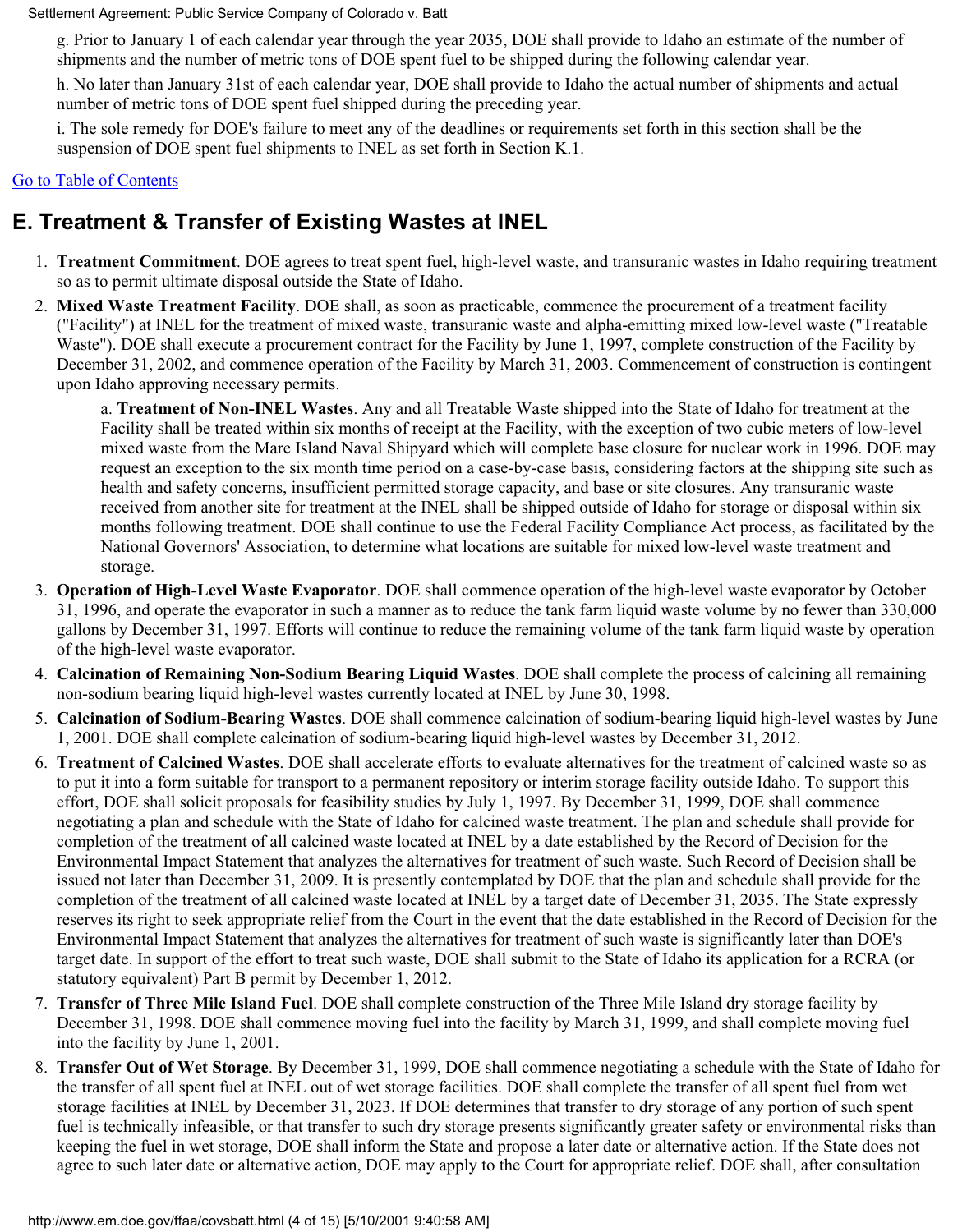g. Prior to January 1 of each calendar year through the year 2035, DOE shall provide to Idaho an estimate of the number of shipments and the number of metric tons of DOE spent fuel to be shipped during the following calendar year.

h. No later than January 31st of each calendar year, DOE shall provide to Idaho the actual number of shipments and actual number of metric tons of DOE spent fuel shipped during the preceding year.

i. The sole remedy for DOE's failure to meet any of the deadlines or requirements set forth in this section shall be the suspension of DOE spent fuel shipments to INEL as set forth in Section K.1.

Go to Table of Contents

## E. Treatment & Transfer of Existing Wastes at INEL

1. **Treatment Commitment**. DOE agrees to treat spent fuel, high-level waste, and transuranic wastes in Idaho requiring treatment so as to permit ultimate disposal outside the State of Idaho.
2. **Mixed Waste Treatment Facility**. DOE shall, as soon as practicable, commence the procurement of a treatment facility ("Facility") at INEL for the treatment of mixed waste, transuranic waste and alpha-emitting mixed low-level waste ("Treatable Waste"). DOE shall execute a procurement contract for the Facility by June 1, 1997, complete construction of the Facility by December 31, 2002, and commence operation of the Facility by March 31, 2003. Commencement of construction is contingent upon Idaho approving necessary permits.

   a. **Treatment of Non-INEL Wastes**. Any and all Treatable Waste shipped into the State of Idaho for treatment at the Facility shall be treated within six months of receipt at the Facility, with the exception of two cubic meters of low-level mixed waste from the Mare Island Naval Shipyard which will complete base closure for nuclear work in 1996. DOE may request an exception to the six month time period on a case-by-case basis, considering factors at the shipping site such as health and safety concerns, insufficient permitted storage capacity, and base or site closures. Any transuranic waste received from another site for treatment at the INEL shall be shipped outside of Idaho for storage or disposal within six months following treatment. DOE shall continue to use the Federal Facility Compliance Act process, as facilitated by the National Governors' Association, to determine what locations are suitable for mixed low-level waste treatment and storage.
3. **Operation of High-Level Waste Evaporator**. DOE shall commence operation of the high-level waste evaporator by October 31, 1996, and operate the evaporator in such a manner as to reduce the tank farm liquid waste volume by no fewer than 330,000 gallons by December 31, 1997. Efforts will continue to reduce the remaining volume of the tank farm liquid waste by operation of the high-level waste evaporator.
4. **Calcination of Remaining Non-Sodium Bearing Liquid Wastes**. DOE shall complete the process of calcining all remaining non-sodium bearing liquid high-level wastes currently located at INEL by June 30, 1998.
5. **Calcination of Sodium-Bearing Wastes**. DOE shall commence calcination of sodium-bearing liquid high-level wastes by June 1, 2001. DOE shall complete calcination of sodium-bearing liquid high-level wastes by December 31, 2012.
6. **Treatment of Calcined Wastes**. DOE shall accelerate efforts to evaluate alternatives for the treatment of calcined waste so as to put it into a form suitable for transport to a permanent repository or interim storage facility outside Idaho. To support this effort, DOE shall solicit proposals for feasibility studies by July 1, 1997. By December 31, 1999, DOE shall commence negotiating a plan and schedule with the State of Idaho for calcined waste treatment. The plan and schedule shall provide for completion of the treatment of all calcined waste located at INEL by a date established by the Record of Decision for the Environmental Impact Statement that analyzes the alternatives for treatment of such waste. Such Record of Decision shall be issued not later than December 31, 2009. It is presently contemplated by DOE that the plan and schedule shall provide for the completion of the treatment of all calcined waste located at INEL by a target date of December 31, 2035. The State expressly reserves its right to seek appropriate relief from the Court in the event that the date established in the Record of Decision for the Environmental Impact Statement that analyzes the alternatives for treatment of such waste is significantly later than DOE's target date. In support of the effort to treat such waste, DOE shall submit to the State of Idaho its application for a RCRA (or statutory equivalent) Part B permit by December 1, 2012.
7. **Transfer of Three Mile Island Fuel**. DOE shall complete construction of the Three Mile Island dry storage facility by December 31, 1998. DOE shall commence moving fuel into the facility by March 31, 1999, and shall complete moving fuel into the facility by June 1, 2001.
8. **Transfer Out of Wet Storage**. By December 31, 1999, DOE shall commence negotiating a schedule with the State of Idaho for the transfer of all spent fuel at INEL out of wet storage facilities. DOE shall complete the transfer of all spent fuel from wet storage facilities at INEL by December 31, 2023. If DOE determines that transfer to dry storage of any portion of such spent fuel is technically infeasible, or that transfer to such dry storage presents significantly greater safety or environmental risks than keeping the fuel in wet storage, DOE shall inform the State and propose a later date or alternative action. If the State does not agree to such later date or alternative action, DOE may apply to the Court for appropriate relief. DOE shall, after consultation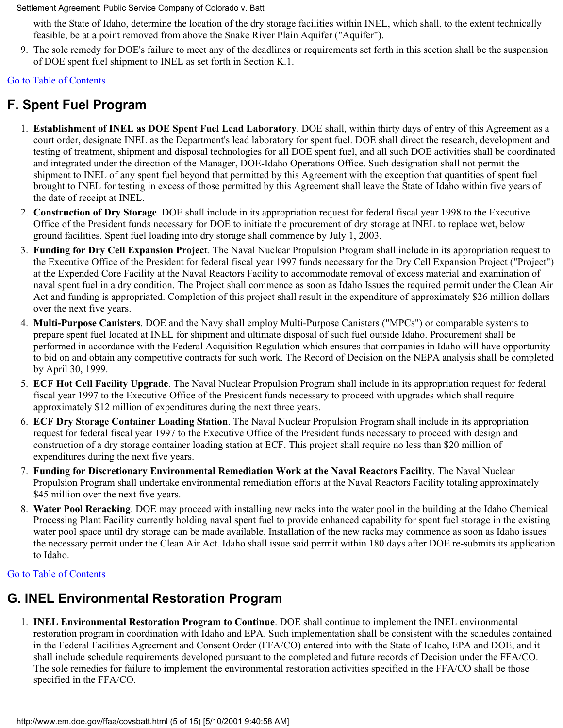with the State of Idaho, determine the location of the dry storage facilities within INEL, which shall, to the extent technically feasible, be at a point removed from above the Snake River Plain Aquifer ("Aquifer").

9. The sole remedy for DOE's failure to meet any of the deadlines or requirements set forth in this section shall be the suspension of DOE spent fuel shipment to INEL as set forth in Section K.1.

Go to Table of Contents

## F. Spent Fuel Program

1. **Establishment of INEL as DOE Spent Fuel Lead Laboratory**. DOE shall, within thirty days of entry of this Agreement as a court order, designate INEL as the Department's lead laboratory for spent fuel. DOE shall direct the research, development and testing of treatment, shipment and disposal technologies for all DOE spent fuel, and all such DOE activities shall be coordinated and integrated under the direction of the Manager, DOE-Idaho Operations Office. Such designation shall not permit the shipment to INEL of any spent fuel beyond that permitted by this Agreement with the exception that quantities of spent fuel brought to INEL for testing in excess of those permitted by this Agreement shall leave the State of Idaho within five years of the date of receipt at INEL.
2. **Construction of Dry Storage**. DOE shall include in its appropriation request for federal fiscal year 1998 to the Executive Office of the President funds necessary for DOE to initiate the procurement of dry storage at INEL to replace wet, below ground facilities. Spent fuel loading into dry storage shall commence by July 1, 2003.
3. **Funding for Dry Cell Expansion Project**. The Naval Nuclear Propulsion Program shall include in its appropriation request to the Executive Office of the President for federal fiscal year 1997 funds necessary for the Dry Cell Expansion Project ("Project") at the Expended Core Facility at the Naval Reactors Facility to accommodate removal of excess material and examination of naval spent fuel in a dry condition. The Project shall commence as soon as Idaho Issues the required permit under the Clean Air Act and funding is appropriated. Completion of this project shall result in the expenditure of approximately $26 million dollars over the next five years.
4. **Multi-Purpose Canisters**. DOE and the Navy shall employ Multi-Purpose Canisters ("MPCs") or comparable systems to prepare spent fuel located at INEL for shipment and ultimate disposal of such fuel outside Idaho. Procurement shall be performed in accordance with the Federal Acquisition Regulation which ensures that companies in Idaho will have opportunity to bid on and obtain any competitive contracts for such work. The Record of Decision on the NEPA analysis shall be completed by April 30, 1999.
5. **ECF Hot Cell Facility Upgrade**. The Naval Nuclear Propulsion Program shall include in its appropriation request for federal fiscal year 1997 to the Executive Office of the President funds necessary to proceed with upgrades which shall require approximately $12 million of expenditures during the next three years.
6. **ECF Dry Storage Container Loading Station**. The Naval Nuclear Propulsion Program shall include in its appropriation request for federal fiscal year 1997 to the Executive Office of the President funds necessary to proceed with design and construction of a dry storage container loading station at ECF. This project shall require no less than $20 million of expenditures during the next five years.
7. **Funding for Discretionary Environmental Remediation Work at the Naval Reactors Facility**. The Naval Nuclear Propulsion Program shall undertake environmental remediation efforts at the Naval Reactors Facility totaling approximately $45 million over the next five years.
8. **Water Pool Reracking**. DOE may proceed with installing new racks into the water pool in the building at the Idaho Chemical Processing Plant Facility currently holding naval spent fuel to provide enhanced capability for spent fuel storage in the existing water pool space until dry storage can be made available. Installation of the new racks may commence as soon as Idaho issues the necessary permit under the Clean Air Act. Idaho shall issue said permit within 180 days after DOE re-submits its application to Idaho.

Go to Table of Contents

## G. INEL Environmental Restoration Program

1. **INEL Environmental Restoration Program to Continue**. DOE shall continue to implement the INEL environmental restoration program in coordination with Idaho and EPA. Such implementation shall be consistent with the schedules contained in the Federal Facilities Agreement and Consent Order (FFA/CO) entered into with the State of Idaho, EPA and DOE, and it shall include schedule requirements developed pursuant to the completed and future records of Decision under the FFA/CO. The sole remedies for failure to implement the environmental restoration activities specified in the FFA/CO shall be those specified in the FFA/CO.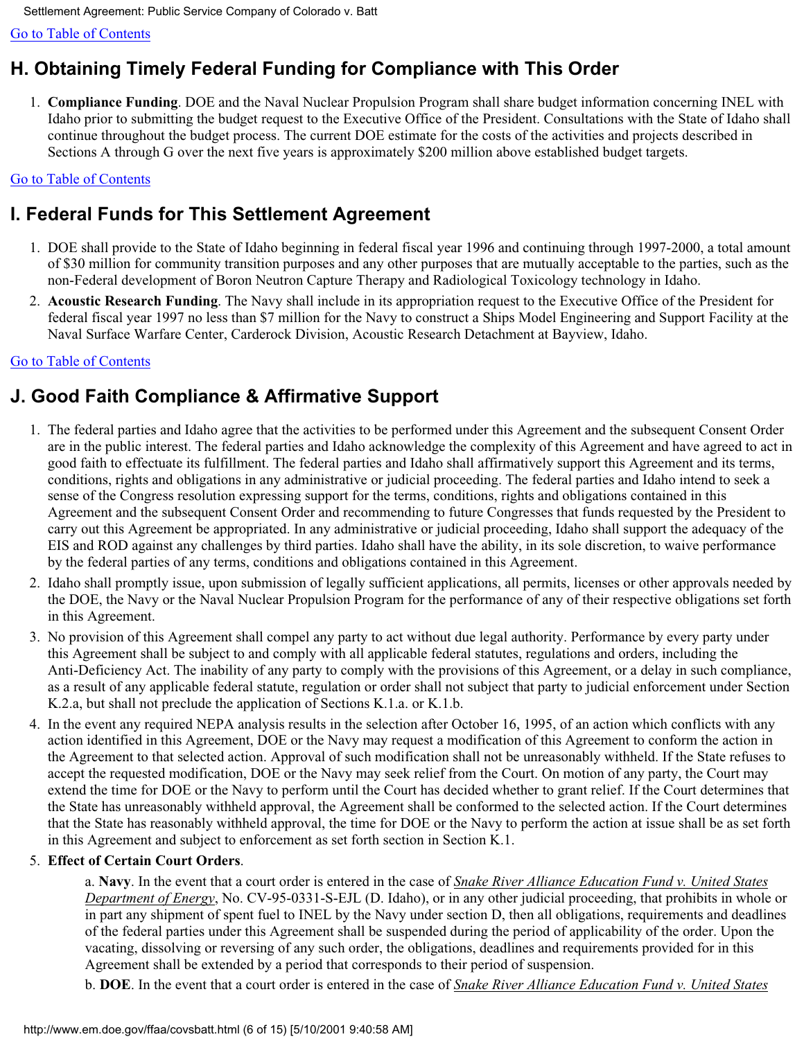[Go to Table of Contents](#)

## H. Obtaining Timely Federal Funding for Compliance with This Order

1. **Compliance Funding**. DOE and the Naval Nuclear Propulsion Program shall share budget information concerning INEL with Idaho prior to submitting the budget request to the Executive Office of the President. Consultations with the State of Idaho shall continue throughout the budget process. The current DOE estimate for the costs of the activities and projects described in Sections A through G over the next five years is approximately $200 million above established budget targets.

[Go to Table of Contents](#)

## I. Federal Funds for This Settlement Agreement

1. DOE shall provide to the State of Idaho beginning in federal fiscal year 1996 and continuing through 1997-2000, a total amount of $30 million for community transition purposes and any other purposes that are mutually acceptable to the parties, such as the non-Federal development of Boron Neutron Capture Therapy and Radiological Toxicology technology in Idaho.
2. **Acoustic Research Funding**. The Navy shall include in its appropriation request to the Executive Office of the President for federal fiscal year 1997 no less than $7 million for the Navy to construct a Ships Model Engineering and Support Facility at the Naval Surface Warfare Center, Carderock Division, Acoustic Research Detachment at Bayview, Idaho.

[Go to Table of Contents](#)

## J. Good Faith Compliance & Affirmative Support

1. The federal parties and Idaho agree that the activities to be performed under this Agreement and the subsequent Consent Order are in the public interest. The federal parties and Idaho acknowledge the complexity of this Agreement and have agreed to act in good faith to effectuate its fulfillment. The federal parties and Idaho shall affirmatively support this Agreement and its terms, conditions, rights and obligations in any administrative or judicial proceeding. The federal parties and Idaho intend to seek a sense of the Congress resolution expressing support for the terms, conditions, rights and obligations contained in this Agreement and the subsequent Consent Order and recommending to future Congresses that funds requested by the President to carry out this Agreement be appropriated. In any administrative or judicial proceeding, Idaho shall support the adequacy of the EIS and ROD against any challenges by third parties. Idaho shall have the ability, in its sole discretion, to waive performance by the federal parties of any terms, conditions and obligations contained in this Agreement.
2. Idaho shall promptly issue, upon submission of legally sufficient applications, all permits, licenses or other approvals needed by the DOE, the Navy or the Naval Nuclear Propulsion Program for the performance of any of their respective obligations set forth in this Agreement.
3. No provision of this Agreement shall compel any party to act without due legal authority. Performance by every party under this Agreement shall be subject to and comply with all applicable federal statutes, regulations and orders, including the Anti-Deficiency Act. The inability of any party to comply with the provisions of this Agreement, or a delay in such compliance, as a result of any applicable federal statute, regulation or order shall not subject that party to judicial enforcement under Section K.2.a, but shall not preclude the application of Sections K.1.a. or K.1.b.
4. In the event any required NEPA analysis results in the selection after October 16, 1995, of an action which conflicts with any action identified in this Agreement, DOE or the Navy may request a modification of this Agreement to conform the action in the Agreement to that selected action. Approval of such modification shall not be unreasonably withheld. If the State refuses to accept the requested modification, DOE or the Navy may seek relief from the Court. On motion of any party, the Court may extend the time for DOE or the Navy to perform until the Court has decided whether to grant relief. If the Court determines that the State has unreasonably withheld approval, the Agreement shall be conformed to the selected action. If the Court determines that the State has reasonably withheld approval, the time for DOE or the Navy to perform the action at issue shall be as set forth in this Agreement and subject to enforcement as set forth section in Section K.1.
5. **Effect of Certain Court Orders**.

    a. **Navy**. In the event that a court order is entered in the case of *Snake River Alliance Education Fund v. United States Department of Energy*, No. CV-95-0331-S-EJL (D. Idaho), or in any other judicial proceeding, that prohibits in whole or in part any shipment of spent fuel to INEL by the Navy under section D, then all obligations, requirements and deadlines of the federal parties under this Agreement shall be suspended during the period of applicability of the order. Upon the vacating, dissolving or reversing of any such order, the obligations, deadlines and requirements provided for in this Agreement shall be extended by a period that corresponds to their period of suspension.

    b. **DOE**. In the event that a court order is entered in the case of *Snake River Alliance Education Fund v. United States*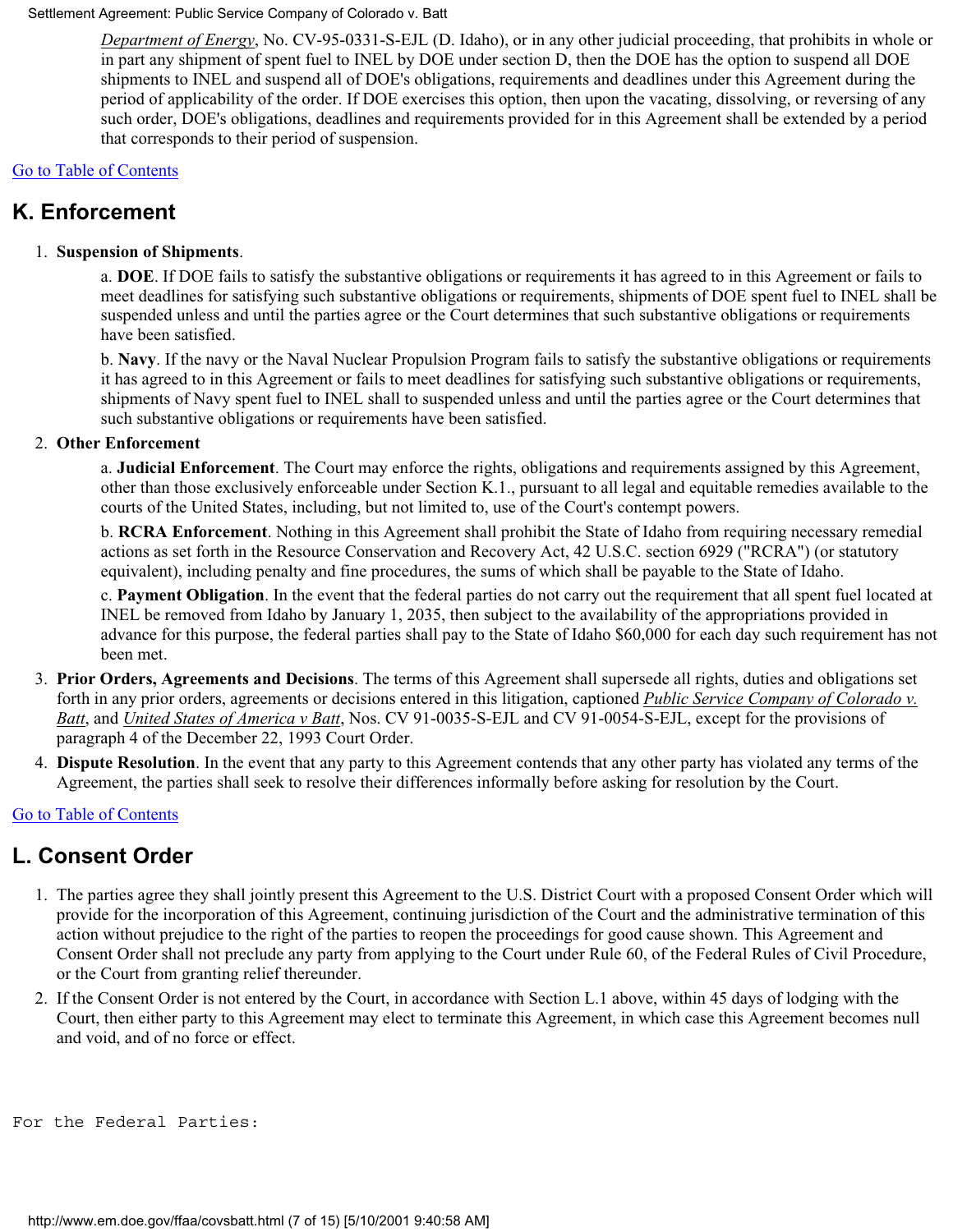*Department of Energy*, No. CV-95-0331-S-EJL (D. Idaho), or in any other judicial proceeding, that prohibits in whole or in part any shipment of spent fuel to INEL by DOE under section D, then the DOE has the option to suspend all DOE shipments to INEL and suspend all of DOE's obligations, requirements and deadlines under this Agreement during the period of applicability of the order. If DOE exercises this option, then upon the vacating, dissolving, or reversing of any such order, DOE's obligations, deadlines and requirements provided for in this Agreement shall be extended by a period that corresponds to their period of suspension.

Go to Table of Contents

## K. Enforcement

1. **Suspension of Shipments**.

   a. **DOE**. If DOE fails to satisfy the substantive obligations or requirements it has agreed to in this Agreement or fails to meet deadlines for satisfying such substantive obligations or requirements, shipments of DOE spent fuel to INEL shall be suspended unless and until the parties agree or the Court determines that such substantive obligations or requirements have been satisfied.

   b. **Navy**. If the navy or the Naval Nuclear Propulsion Program fails to satisfy the substantive obligations or requirements it has agreed to in this Agreement or fails to meet deadlines for satisfying such substantive obligations or requirements, shipments of Navy spent fuel to INEL shall to suspended unless and until the parties agree or the Court determines that such substantive obligations or requirements have been satisfied.

2. **Other Enforcement**

   a. **Judicial Enforcement**. The Court may enforce the rights, obligations and requirements assigned by this Agreement, other than those exclusively enforceable under Section K.1., pursuant to all legal and equitable remedies available to the courts of the United States, including, but not limited to, use of the Court's contempt powers.

   b. **RCRA Enforcement**. Nothing in this Agreement shall prohibit the State of Idaho from requiring necessary remedial actions as set forth in the Resource Conservation and Recovery Act, 42 U.S.C. section 6929 ("RCRA") (or statutory equivalent), including penalty and fine procedures, the sums of which shall be payable to the State of Idaho.

   c. **Payment Obligation**. In the event that the federal parties do not carry out the requirement that all spent fuel located at INEL be removed from Idaho by January 1, 2035, then subject to the availability of the appropriations provided in advance for this purpose, the federal parties shall pay to the State of Idaho $60,000 for each day such requirement has not been met.

3. **Prior Orders, Agreements and Decisions**. The terms of this Agreement shall supersede all rights, duties and obligations set forth in any prior orders, agreements or decisions entered in this litigation, captioned *Public Service Company of Colorado v. Batt*, and *United States of America v Batt*, Nos. CV 91-0035-S-EJL and CV 91-0054-S-EJL, except for the provisions of paragraph 4 of the December 22, 1993 Court Order.

4. **Dispute Resolution**. In the event that any party to this Agreement contends that any other party has violated any terms of the Agreement, the parties shall seek to resolve their differences informally before asking for resolution by the Court.

Go to Table of Contents

## L. Consent Order

1. The parties agree they shall jointly present this Agreement to the U.S. District Court with a proposed Consent Order which will provide for the incorporation of this Agreement, continuing jurisdiction of the Court and the administrative termination of this action without prejudice to the right of the parties to reopen the proceedings for good cause shown. This Agreement and Consent Order shall not preclude any party from applying to the Court under Rule 60, of the Federal Rules of Civil Procedure, or the Court from granting relief thereunder.

2. If the Consent Order is not entered by the Court, in accordance with Section L.1 above, within 45 days of lodging with the Court, then either party to this Agreement may elect to terminate this Agreement, in which case this Agreement becomes null and void, and of no force or effect.

For the Federal Parties: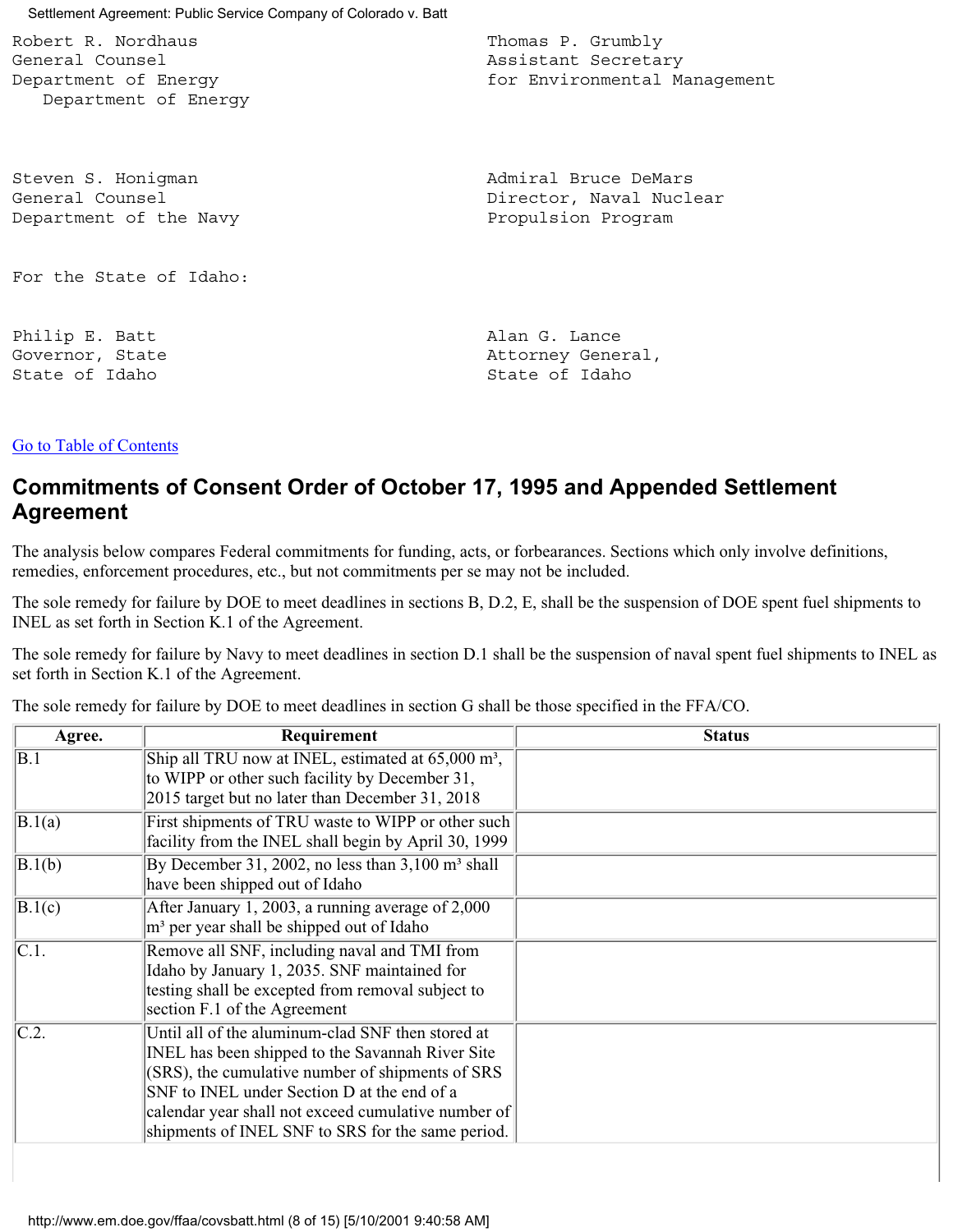Robert R. Nordhaus
General Counsel
Department of Energy
Department of Energy

Thomas P. Grumbly
Assistant Secretary
for Environmental Management

Steven S. Honigman
General Counsel
Department of the Navy

Admiral Bruce DeMars
Director, Naval Nuclear
Propulsion Program

For the State of Idaho:

Philip E. Batt
Governor, State
State of Idaho

Alan G. Lance
Attorney General,
State of Idaho

Go to Table of Contents

## Commitments of Consent Order of October 17, 1995 and Appended Settlement Agreement

The analysis below compares Federal commitments for funding, acts, or forbearances. Sections which only involve definitions, remedies, enforcement procedures, etc., but not commitments per se may not be included.

The sole remedy for failure by DOE to meet deadlines in sections B, D.2, E, shall be the suspension of DOE spent fuel shipments to INEL as set forth in Section K.1 of the Agreement.

The sole remedy for failure by Navy to meet deadlines in section D.1 shall be the suspension of naval spent fuel shipments to INEL as set forth in Section K.1 of the Agreement.

The sole remedy for failure by DOE to meet deadlines in section G shall be those specified in the FFA/CO.

| Agree. | Requirement | Status |
|---|---|---|
| B.1 | Ship all TRU now at INEL, estimated at 65,000 m³, to WIPP or other such facility by December 31, 2015 target but no later than December 31, 2018 | |
| B.1(a) | First shipments of TRU waste to WIPP or other such facility from the INEL shall begin by April 30, 1999 | |
| B.1(b) | By December 31, 2002, no less than 3,100 m³ shall have been shipped out of Idaho | |
| B.1(c) | After January 1, 2003, a running average of 2,000 m³ per year shall be shipped out of Idaho | |
| C.1. | Remove all SNF, including naval and TMI from Idaho by January 1, 2035. SNF maintained for testing shall be excepted from removal subject to section F.1 of the Agreement | |
| C.2. | Until all of the aluminum-clad SNF then stored at INEL has been shipped to the Savannah River Site (SRS), the cumulative number of shipments of SRS SNF to INEL under Section D at the end of a calendar year shall not exceed cumulative number of shipments of INEL SNF to SRS for the same period. | |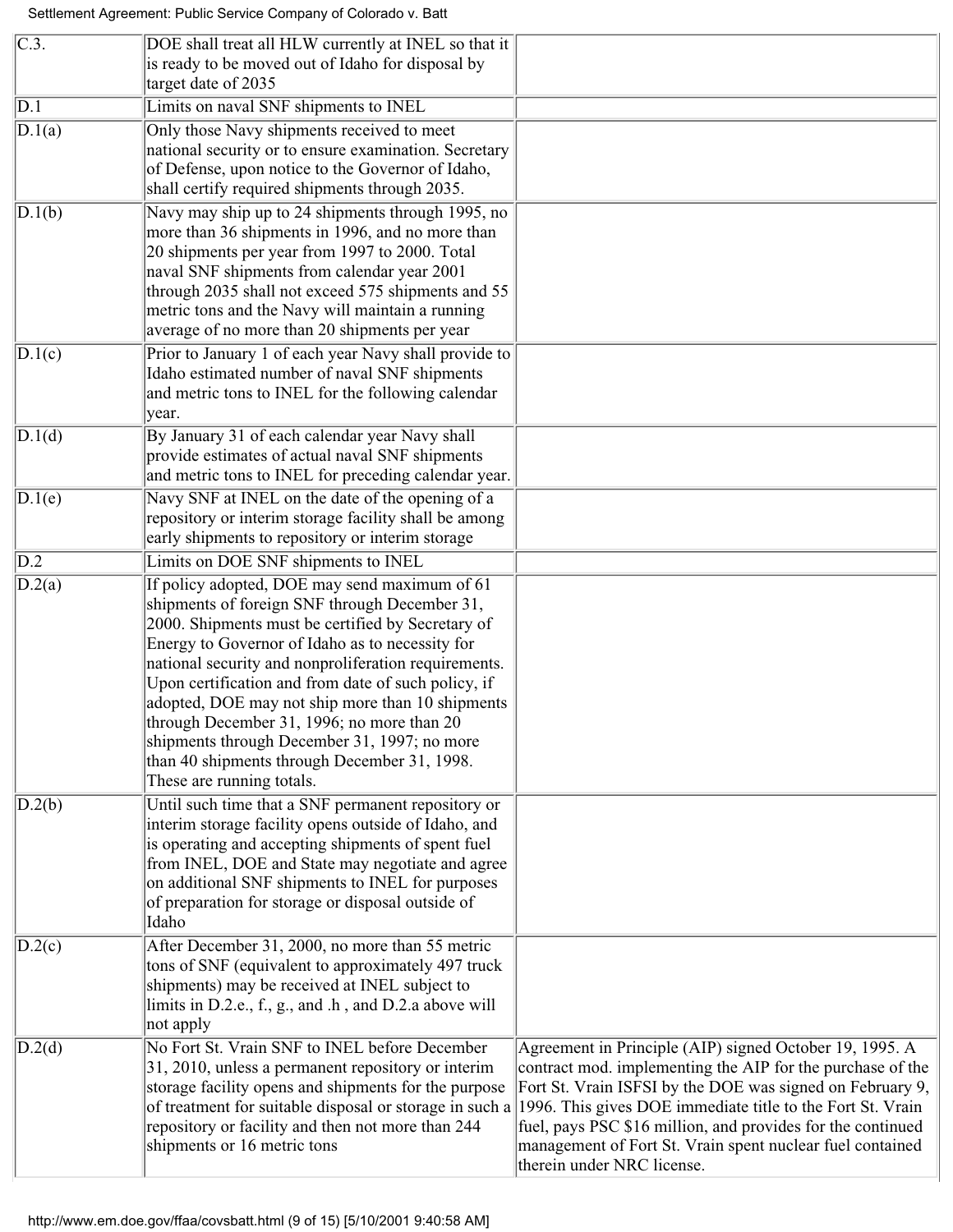| | | |
|---|---|---|
| C.3. | DOE shall treat all HLW currently at INEL so that it is ready to be moved out of Idaho for disposal by target date of 2035 | |
| D.1 | Limits on naval SNF shipments to INEL | |
| D.1(a) | Only those Navy shipments received to meet national security or to ensure examination. Secretary of Defense, upon notice to the Governor of Idaho, shall certify required shipments through 2035. | |
| D.1(b) | Navy may ship up to 24 shipments through 1995, no more than 36 shipments in 1996, and no more than 20 shipments per year from 1997 to 2000. Total naval SNF shipments from calendar year 2001 through 2035 shall not exceed 575 shipments and 55 metric tons and the Navy will maintain a running average of no more than 20 shipments per year | |
| D.1(c) | Prior to January 1 of each year Navy shall provide to Idaho estimated number of naval SNF shipments and metric tons to INEL for the following calendar year. | |
| D.1(d) | By January 31 of each calendar year Navy shall provide estimates of actual naval SNF shipments and metric tons to INEL for preceding calendar year. | |
| D.1(e) | Navy SNF at INEL on the date of the opening of a repository or interim storage facility shall be among early shipments to repository or interim storage | |
| D.2 | Limits on DOE SNF shipments to INEL | |
| D.2(a) | If policy adopted, DOE may send maximum of 61 shipments of foreign SNF through December 31, 2000. Shipments must be certified by Secretary of Energy to Governor of Idaho as to necessity for national security and nonproliferation requirements. Upon certification and from date of such policy, if adopted, DOE may not ship more than 10 shipments through December 31, 1996; no more than 20 shipments through December 31, 1997; no more than 40 shipments through December 31, 1998. These are running totals. | |
| D.2(b) | Until such time that a SNF permanent repository or interim storage facility opens outside of Idaho, and is operating and accepting shipments of spent fuel from INEL, DOE and State may negotiate and agree on additional SNF shipments to INEL for purposes of preparation for storage or disposal outside of Idaho | |
| D.2(c) | After December 31, 2000, no more than 55 metric tons of SNF (equivalent to approximately 497 truck shipments) may be received at INEL subject to limits in D.2.e., f., g., and .h , and D.2.a above will not apply | |
| D.2(d) | No Fort St. Vrain SNF to INEL before December 31, 2010, unless a permanent repository or interim storage facility opens and shipments for the purpose of treatment for suitable disposal or storage in such a repository or facility and then not more than 244 shipments or 16 metric tons | Agreement in Principle (AIP) signed October 19, 1995. A contract mod. implementing the AIP for the purchase of the Fort St. Vrain ISFSI by the DOE was signed on February 9, 1996. This gives DOE immediate title to the Fort St. Vrain fuel, pays PSC $16 million, and provides for the continued management of Fort St. Vrain spent nuclear fuel contained therein under NRC license. |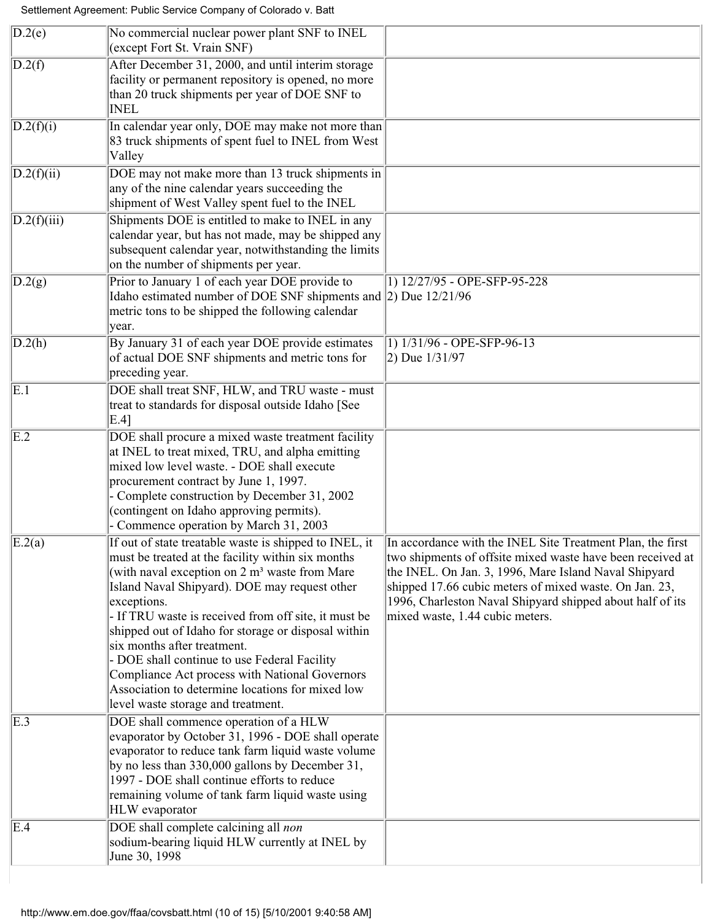| D.2(e) | No commercial nuclear power plant SNF to INEL (except Fort St. Vrain SNF) | |
|---|---|---|
| D.2(f) | After December 31, 2000, and until interim storage facility or permanent repository is opened, no more than 20 truck shipments per year of DOE SNF to INEL | |
| D.2(f)(i) | In calendar year only, DOE may make not more than 83 truck shipments of spent fuel to INEL from West Valley | |
| D.2(f)(ii) | DOE may not make more than 13 truck shipments in any of the nine calendar years succeeding the shipment of West Valley spent fuel to the INEL | |
| D.2(f)(iii) | Shipments DOE is entitled to make to INEL in any calendar year, but has not made, may be shipped any subsequent calendar year, notwithstanding the limits on the number of shipments per year. | |
| D.2(g) | Prior to January 1 of each year DOE provide to Idaho estimated number of DOE SNF shipments and metric tons to be shipped the following calendar year. | 1) 12/27/95 - OPE-SFP-95-228<br>2) Due 12/21/96 |
| D.2(h) | By January 31 of each year DOE provide estimates of actual DOE SNF shipments and metric tons for preceding year. | 1) 1/31/96 - OPE-SFP-96-13<br>2) Due 1/31/97 |
| E.1 | DOE shall treat SNF, HLW, and TRU waste - must treat to standards for disposal outside Idaho [See E.4] | |
| E.2 | DOE shall procure a mixed waste treatment facility at INEL to treat mixed, TRU, and alpha emitting mixed low level waste. - DOE shall execute procurement contract by June 1, 1997.<br>- Complete construction by December 31, 2002 (contingent on Idaho approving permits).<br>- Commence operation by March 31, 2003 | |
| E.2(a) | If out of state treatable waste is shipped to INEL, it must be treated at the facility within six months (with naval exception on 2 m³ waste from Mare Island Naval Shipyard). DOE may request other exceptions.<br>- If TRU waste is received from off site, it must be shipped out of Idaho for storage or disposal within six months after treatment.<br>- DOE shall continue to use Federal Facility Compliance Act process with National Governors Association to determine locations for mixed low level waste storage and treatment. | In accordance with the INEL Site Treatment Plan, the first two shipments of offsite mixed waste have been received at the INEL. On Jan. 3, 1996, Mare Island Naval Shipyard shipped 17.66 cubic meters of mixed waste. On Jan. 23, 1996, Charleston Naval Shipyard shipped about half of its mixed waste, 1.44 cubic meters. |
| E.3 | DOE shall commence operation of a HLW evaporator by October 31, 1996 - DOE shall operate evaporator to reduce tank farm liquid waste volume by no less than 330,000 gallons by December 31, 1997 - DOE shall continue efforts to reduce remaining volume of tank farm liquid waste using HLW evaporator | |
| E.4 | DOE shall complete calcining all *non* sodium-bearing liquid HLW currently at INEL by June 30, 1998 | |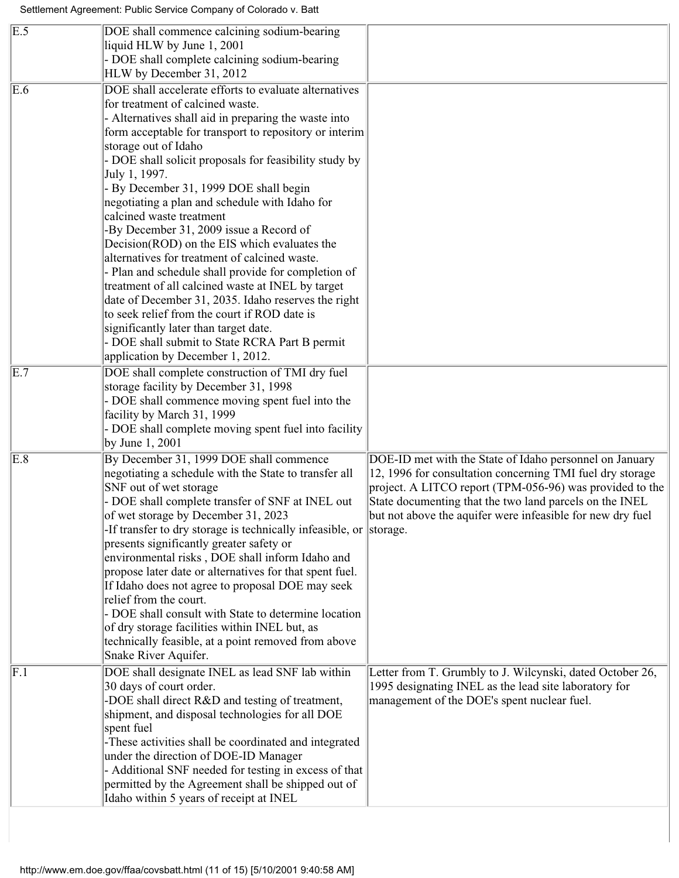| | | |
|---|---|---|
| E.5 | DOE shall commence calcining sodium-bearing liquid HLW by June 1, 2001<br>- DOE shall complete calcining sodium-bearing HLW by December 31, 2012 | |
| E.6 | DOE shall accelerate efforts to evaluate alternatives for treatment of calcined waste.<br>- Alternatives shall aid in preparing the waste into form acceptable for transport to repository or interim storage out of Idaho<br>- DOE shall solicit proposals for feasibility study by July 1, 1997.<br>- By December 31, 1999 DOE shall begin negotiating a plan and schedule with Idaho for calcined waste treatment<br>-By December 31, 2009 issue a Record of Decision(ROD) on the EIS which evaluates the alternatives for treatment of calcined waste.<br>- Plan and schedule shall provide for completion of treatment of all calcined waste at INEL by target date of December 31, 2035. Idaho reserves the right to seek relief from the court if ROD date is significantly later than target date.<br>- DOE shall submit to State RCRA Part B permit application by December 1, 2012. | |
| E.7 | DOE shall complete construction of TMI dry fuel storage facility by December 31, 1998<br>- DOE shall commence moving spent fuel into the facility by March 31, 1999<br>- DOE shall complete moving spent fuel into facility by June 1, 2001 | |
| E.8 | By December 31, 1999 DOE shall commence negotiating a schedule with the State to transfer all SNF out of wet storage<br>- DOE shall complete transfer of SNF at INEL out of wet storage by December 31, 2023<br>-If transfer to dry storage is technically infeasible, or presents significantly greater safety or environmental risks , DOE shall inform Idaho and propose later date or alternatives for that spent fuel. If Idaho does not agree to proposal DOE may seek relief from the court.<br>- DOE shall consult with State to determine location of dry storage facilities within INEL but, as technically feasible, at a point removed from above Snake River Aquifer. | DOE-ID met with the State of Idaho personnel on January 12, 1996 for consultation concerning TMI fuel dry storage project. A LITCO report (TPM-056-96) was provided to the State documenting that the two land parcels on the INEL but not above the aquifer were infeasible for new dry fuel storage. |
| F.1 | DOE shall designate INEL as lead SNF lab within 30 days of court order.<br>-DOE shall direct R&D and testing of treatment, shipment, and disposal technologies for all DOE spent fuel<br>-These activities shall be coordinated and integrated under the direction of DOE-ID Manager<br>- Additional SNF needed for testing in excess of that permitted by the Agreement shall be shipped out of Idaho within 5 years of receipt at INEL | Letter from T. Grumbly to J. Wilcynski, dated October 26, 1995 designating INEL as the lead site laboratory for management of the DOE's spent nuclear fuel. |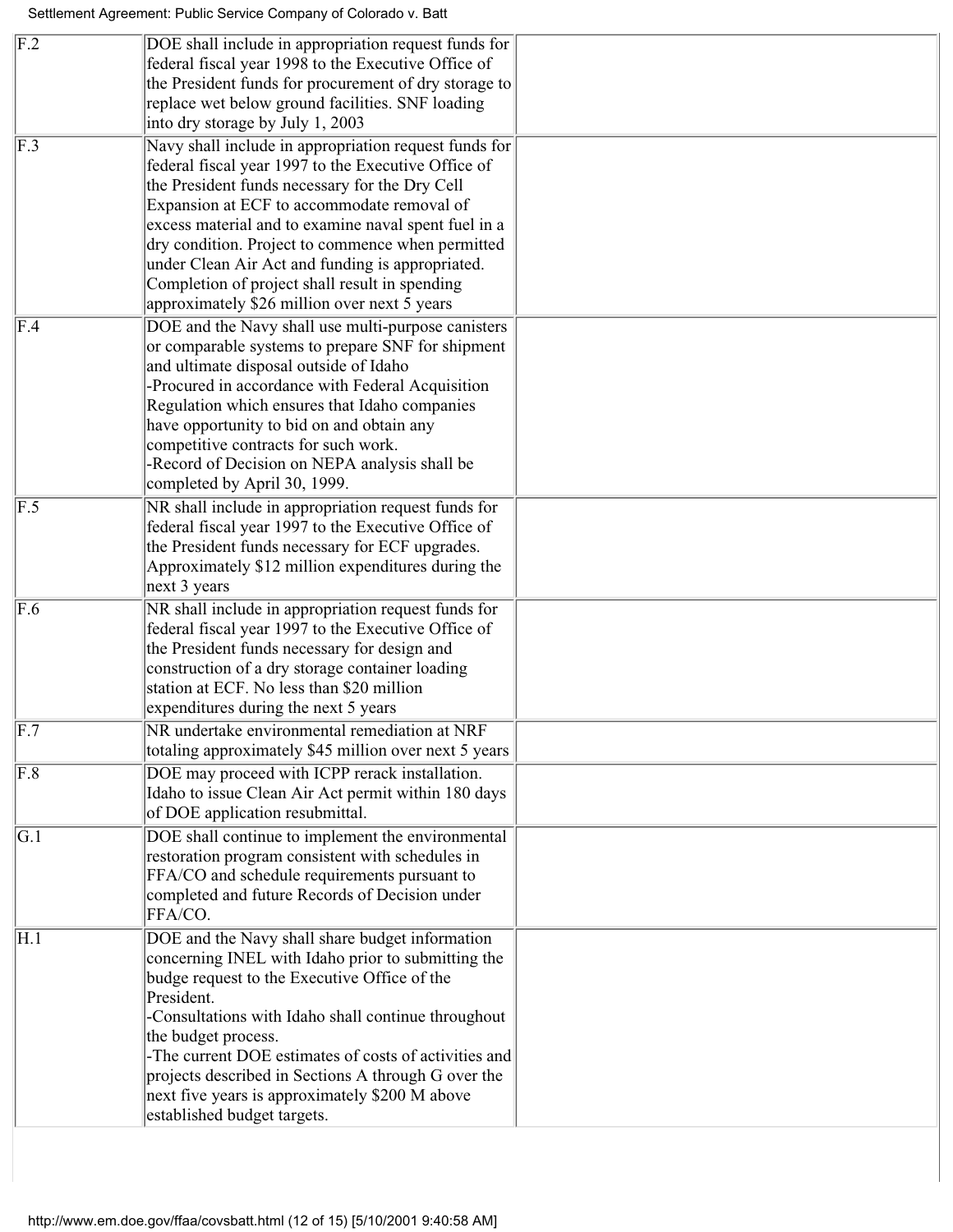| | | |
|---|---|---|
| F.2 | DOE shall include in appropriation request funds for federal fiscal year 1998 to the Executive Office of the President funds for procurement of dry storage to replace wet below ground facilities. SNF loading into dry storage by July 1, 2003 | |
| F.3 | Navy shall include in appropriation request funds for federal fiscal year 1997 to the Executive Office of the President funds necessary for the Dry Cell Expansion at ECF to accommodate removal of excess material and to examine naval spent fuel in a dry condition. Project to commence when permitted under Clean Air Act and funding is appropriated. Completion of project shall result in spending approximately $26 million over next 5 years | |
| F.4 | DOE and the Navy shall use multi-purpose canisters or comparable systems to prepare SNF for shipment and ultimate disposal outside of Idaho<br>-Procured in accordance with Federal Acquisition Regulation which ensures that Idaho companies have opportunity to bid on and obtain any competitive contracts for such work.<br>-Record of Decision on NEPA analysis shall be completed by April 30, 1999. | |
| F.5 | NR shall include in appropriation request funds for federal fiscal year 1997 to the Executive Office of the President funds necessary for ECF upgrades. Approximately $12 million expenditures during the next 3 years | |
| F.6 | NR shall include in appropriation request funds for federal fiscal year 1997 to the Executive Office of the President funds necessary for design and construction of a dry storage container loading station at ECF. No less than $20 million expenditures during the next 5 years | |
| F.7 | NR undertake environmental remediation at NRF totaling approximately $45 million over next 5 years | |
| F.8 | DOE may proceed with ICPP rerack installation. Idaho to issue Clean Air Act permit within 180 days of DOE application resubmittal. | |
| G.1 | DOE shall continue to implement the environmental restoration program consistent with schedules in FFA/CO and schedule requirements pursuant to completed and future Records of Decision under FFA/CO. | |
| H.1 | DOE and the Navy shall share budget information concerning INEL with Idaho prior to submitting the budge request to the Executive Office of the President.<br>-Consultations with Idaho shall continue throughout the budget process.<br>-The current DOE estimates of costs of activities and projects described in Sections A through G over the next five years is approximately $200 M above established budget targets. | |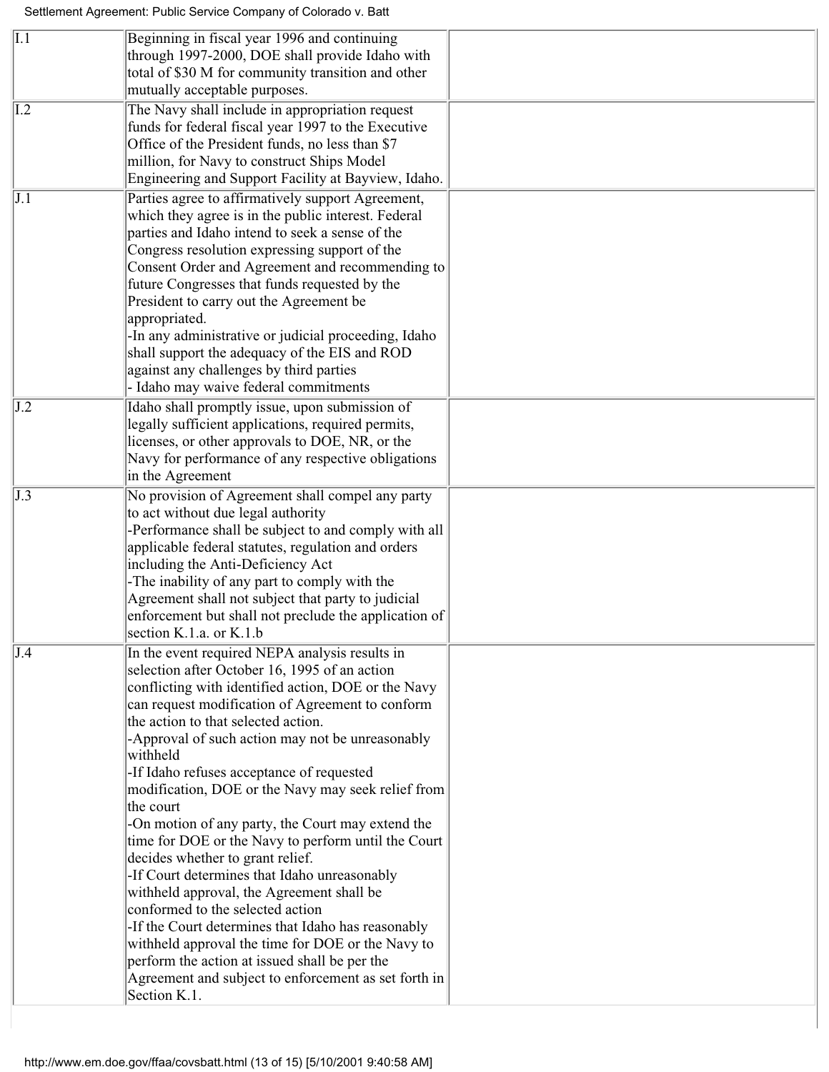| | | |
|---|---|---|
| I.1 | Beginning in fiscal year 1996 and continuing through 1997-2000, DOE shall provide Idaho with total of $30 M for community transition and other mutually acceptable purposes. | |
| I.2 | The Navy shall include in appropriation request funds for federal fiscal year 1997 to the Executive Office of the President funds, no less than $7 million, for Navy to construct Ships Model Engineering and Support Facility at Bayview, Idaho. | |
| J.1 | Parties agree to affirmatively support Agreement, which they agree is in the public interest. Federal parties and Idaho intend to seek a sense of the Congress resolution expressing support of the Consent Order and Agreement and recommending to future Congresses that funds requested by the President to carry out the Agreement be appropriated.<br>-In any administrative or judicial proceeding, Idaho shall support the adequacy of the EIS and ROD against any challenges by third parties<br>- Idaho may waive federal commitments | |
| J.2 | Idaho shall promptly issue, upon submission of legally sufficient applications, required permits, licenses, or other approvals to DOE, NR, or the Navy for performance of any respective obligations in the Agreement | |
| J.3 | No provision of Agreement shall compel any party to act without due legal authority<br>-Performance shall be subject to and comply with all applicable federal statutes, regulation and orders including the Anti-Deficiency Act<br>-The inability of any part to comply with the Agreement shall not subject that party to judicial enforcement but shall not preclude the application of section K.1.a. or K.1.b | |
| J.4 | In the event required NEPA analysis results in selection after October 16, 1995 of an action conflicting with identified action, DOE or the Navy can request modification of Agreement to conform the action to that selected action.<br>-Approval of such action may not be unreasonably withheld<br>-If Idaho refuses acceptance of requested modification, DOE or the Navy may seek relief from the court<br>-On motion of any party, the Court may extend the time for DOE or the Navy to perform until the Court decides whether to grant relief.<br>-If Court determines that Idaho unreasonably withheld approval, the Agreement shall be conformed to the selected action<br>-If the Court determines that Idaho has reasonably withheld approval the time for DOE or the Navy to perform the action at issued shall be per the Agreement and subject to enforcement as set forth in Section K.1. | |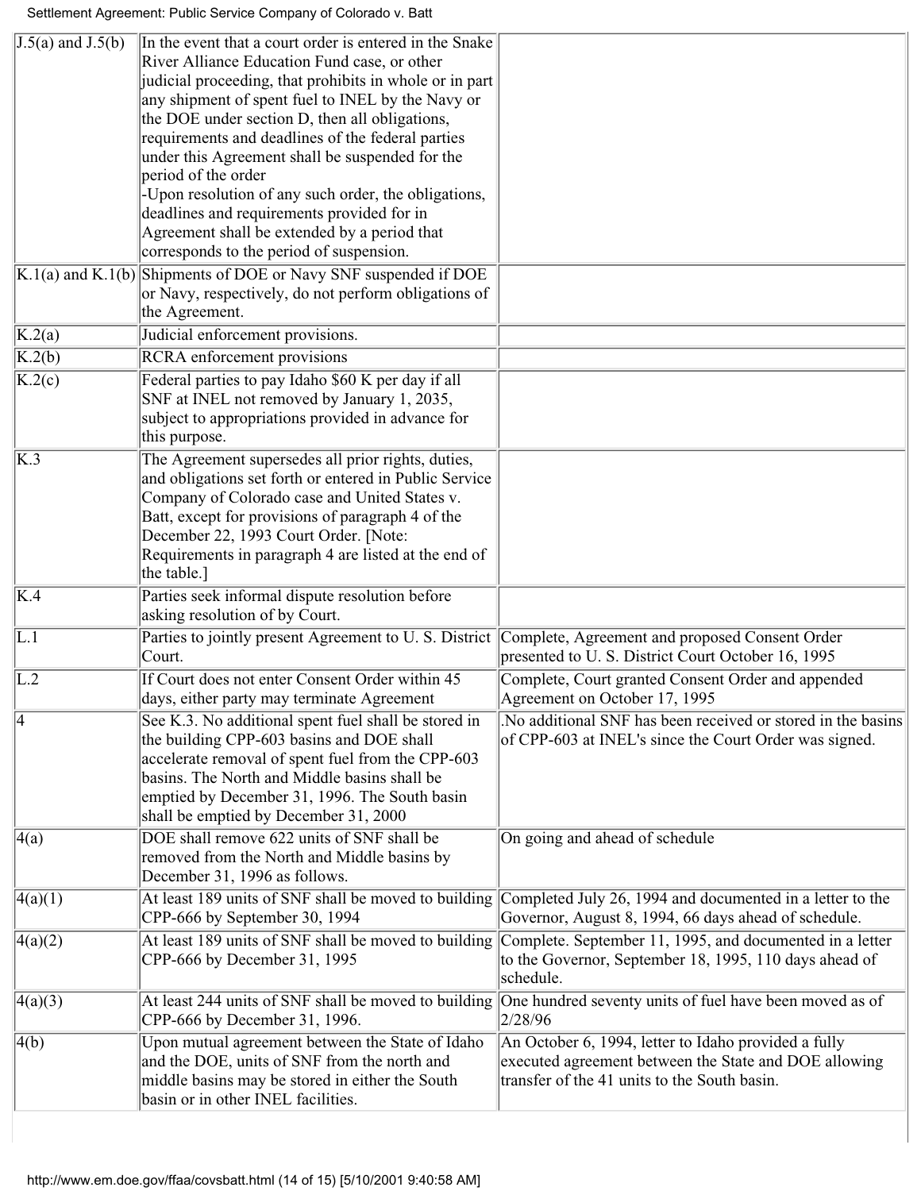| | | |
|---|---|---|
| J.5(a) and J.5(b) | In the event that a court order is entered in the Snake River Alliance Education Fund case, or other judicial proceeding, that prohibits in whole or in part any shipment of spent fuel to INEL by the Navy or the DOE under section D, then all obligations, requirements and deadlines of the federal parties under this Agreement shall be suspended for the period of the order<br>-Upon resolution of any such order, the obligations, deadlines and requirements provided for in Agreement shall be extended by a period that corresponds to the period of suspension. | |
| K.1(a) and K.1(b) | Shipments of DOE or Navy SNF suspended if DOE or Navy, respectively, do not perform obligations of the Agreement. | |
| K.2(a) | Judicial enforcement provisions. | |
| K.2(b) | RCRA enforcement provisions | |
| K.2(c) | Federal parties to pay Idaho $60 K per day if all SNF at INEL not removed by January 1, 2035, subject to appropriations provided in advance for this purpose. | |
| K.3 | The Agreement supersedes all prior rights, duties, and obligations set forth or entered in Public Service Company of Colorado case and United States v. Batt, except for provisions of paragraph 4 of the December 22, 1993 Court Order. [Note: Requirements in paragraph 4 are listed at the end of the table.] | |
| K.4 | Parties seek informal dispute resolution before asking resolution of by Court. | |
| L.1 | Parties to jointly present Agreement to U. S. District Court. | Complete, Agreement and proposed Consent Order presented to U. S. District Court October 16, 1995 |
| L.2 | If Court does not enter Consent Order within 45 days, either party may terminate Agreement | Complete, Court granted Consent Order and appended Agreement on October 17, 1995 |
| 4 | See K.3. No additional spent fuel shall be stored in the building CPP-603 basins and DOE shall accelerate removal of spent fuel from the CPP-603 basins. The North and Middle basins shall be emptied by December 31, 1996. The South basin shall be emptied by December 31, 2000 | .No additional SNF has been received or stored in the basins of CPP-603 at INEL's since the Court Order was signed. |
| 4(a) | DOE shall remove 622 units of SNF shall be removed from the North and Middle basins by December 31, 1996 as follows. | On going and ahead of schedule |
| 4(a)(1) | At least 189 units of SNF shall be moved to building CPP-666 by September 30, 1994 | Completed July 26, 1994 and documented in a letter to the Governor, August 8, 1994, 66 days ahead of schedule. |
| 4(a)(2) | At least 189 units of SNF shall be moved to building CPP-666 by December 31, 1995 | Complete. September 11, 1995, and documented in a letter to the Governor, September 18, 1995, 110 days ahead of schedule. |
| 4(a)(3) | At least 244 units of SNF shall be moved to building CPP-666 by December 31, 1996. | One hundred seventy units of fuel have been moved as of 2/28/96 |
| 4(b) | Upon mutual agreement between the State of Idaho and the DOE, units of SNF from the north and middle basins may be stored in either the South basin or in other INEL facilities. | An October 6, 1994, letter to Idaho provided a fully executed agreement between the State and DOE allowing transfer of the 41 units to the South basin. |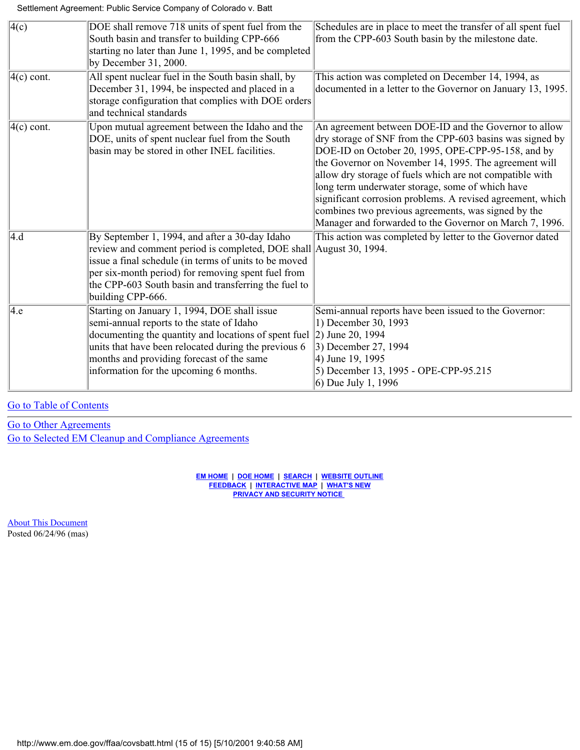| | | |
|---|---|---|
| 4(c) | DOE shall remove 718 units of spent fuel from the South basin and transfer to building CPP-666 starting no later than June 1, 1995, and be completed by December 31, 2000. | Schedules are in place to meet the transfer of all spent fuel from the CPP-603 South basin by the milestone date. |
| 4(c) cont. | All spent nuclear fuel in the South basin shall, by December 31, 1994, be inspected and placed in a storage configuration that complies with DOE orders and technical standards | This action was completed on December 14, 1994, as documented in a letter to the Governor on January 13, 1995. |
| 4(c) cont. | Upon mutual agreement between the Idaho and the DOE, units of spent nuclear fuel from the South basin may be stored in other INEL facilities. | An agreement between DOE-ID and the Governor to allow dry storage of SNF from the CPP-603 basins was signed by DOE-ID on October 20, 1995, OPE-CPP-95-158, and by the Governor on November 14, 1995. The agreement will allow dry storage of fuels which are not compatible with long term underwater storage, some of which have significant corrosion problems. A revised agreement, which combines two previous agreements, was signed by the Manager and forwarded to the Governor on March 7, 1996. |
| 4.d | By September 1, 1994, and after a 30-day Idaho review and comment period is completed, DOE shall issue a final schedule (in terms of units to be moved per six-month period) for removing spent fuel from the CPP-603 South basin and transferring the fuel to building CPP-666. | This action was completed by letter to the Governor dated August 30, 1994. |
| 4.e | Starting on January 1, 1994, DOE shall issue semi-annual reports to the state of Idaho documenting the quantity and locations of spent fuel units that have been relocated during the previous 6 months and providing forecast of the same information for the upcoming 6 months. | Semi-annual reports have been issued to the Governor:<br>1) December 30, 1993<br>2) June 20, 1994<br>3) December 27, 1994<br>4) June 19, 1995<br>5) December 13, 1995 - OPE-CPP-95.215<br>6) Due July 1, 1996 |

Go to Table of Contents

---

Go to Other Agreements
Go to Selected EM Cleanup and Compliance Agreements

EM HOME | DOE HOME | SEARCH | WEBSITE OUTLINE
FEEDBACK | INTERACTIVE MAP | WHAT'S NEW
PRIVACY AND SECURITY NOTICE

About This Document
Posted 06/24/96 (mas)